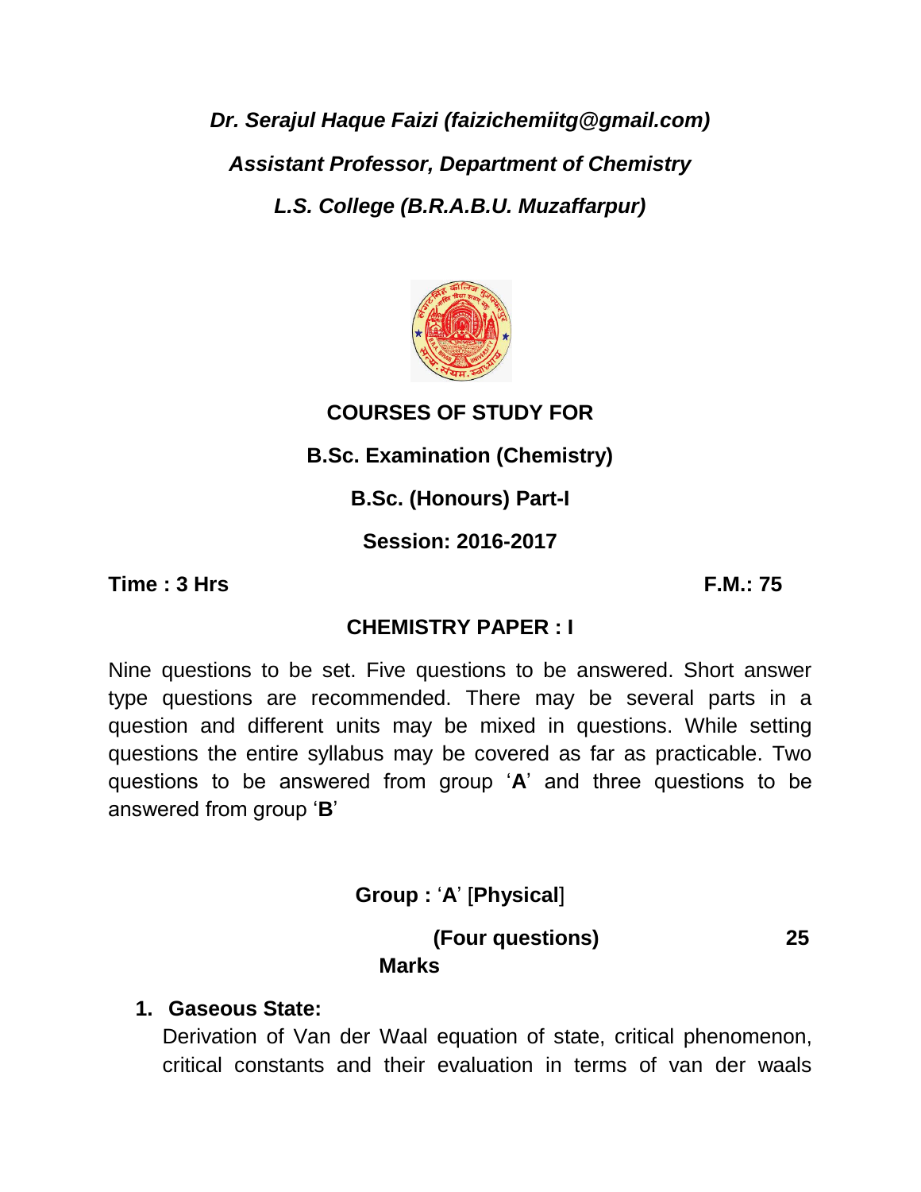***Dr. Serajul Haque Faizi (faizichemiitg@gmail.com)***

***Assistant Professor, Department of Chemistry***

***L.S. College (B.R.A.B.U. Muzaffarpur)***

# COURSES OF STUDY FOR

## B.Sc. Examination (Chemistry)

## B.Sc. (Honours) Part-I

## Session: 2016-2017

**Time : 3 Hrs** **F.M.: 75**

## CHEMISTRY PAPER : I

Nine questions to be set. Five questions to be answered. Short answer type questions are recommended. There may be several parts in a question and different units may be mixed in questions. While setting questions the entire syllabus may be covered as far as practicable. Two questions to be answered from group '**A**' and three questions to be answered from group '**B**'

### Group : 'A' [Physical]

**(Four questions)** **25 Marks**

1. **Gaseous State:**
   Derivation of Van der Waal equation of state, critical phenomenon, critical constants and their evaluation in terms of van der waals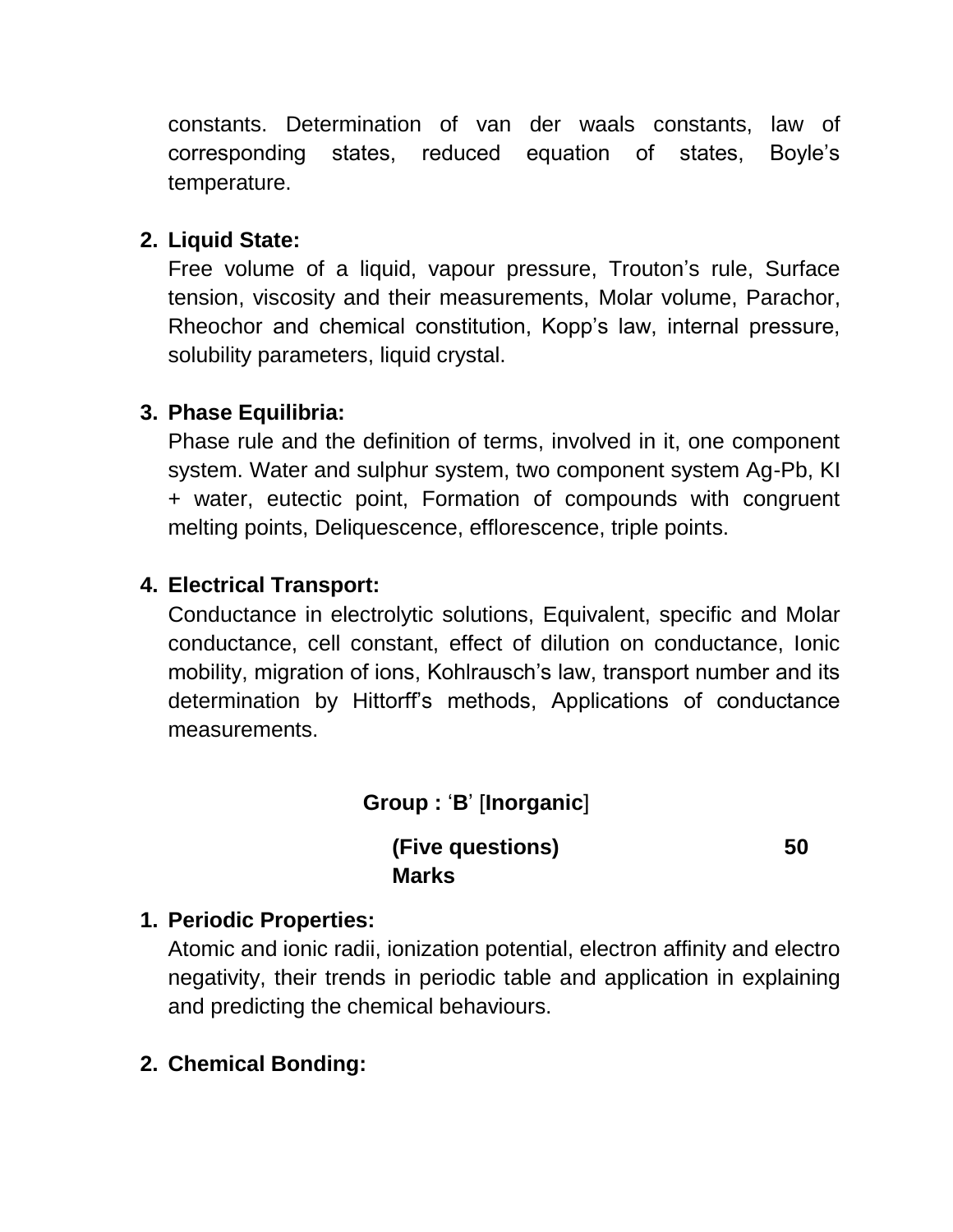constants. Determination of van der waals constants, law of corresponding states, reduced equation of states, Boyle's temperature.

2. **Liquid State:**
   Free volume of a liquid, vapour pressure, Trouton's rule, Surface tension, viscosity and their measurements, Molar volume, Parachor, Rheochor and chemical constitution, Kopp's law, internal pressure, solubility parameters, liquid crystal.

3. **Phase Equilibria:**
   Phase rule and the definition of terms, involved in it, one component system. Water and sulphur system, two component system Ag-Pb, KI + water, eutectic point, Formation of compounds with congruent melting points, Deliquescence, efflorescence, triple points.

4. **Electrical Transport:**
   Conductance in electrolytic solutions, Equivalent, specific and Molar conductance, cell constant, effect of dilution on conductance, Ionic mobility, migration of ions, Kohlrausch's law, transport number and its determination by Hittorff's methods, Applications of conductance measurements.

## Group : '**B**' [**Inorganic**]

**(Five questions) 50 Marks**

1. **Periodic Properties:**
   Atomic and ionic radii, ionization potential, electron affinity and electro negativity, their trends in periodic table and application in explaining and predicting the chemical behaviours.

2. **Chemical Bonding:**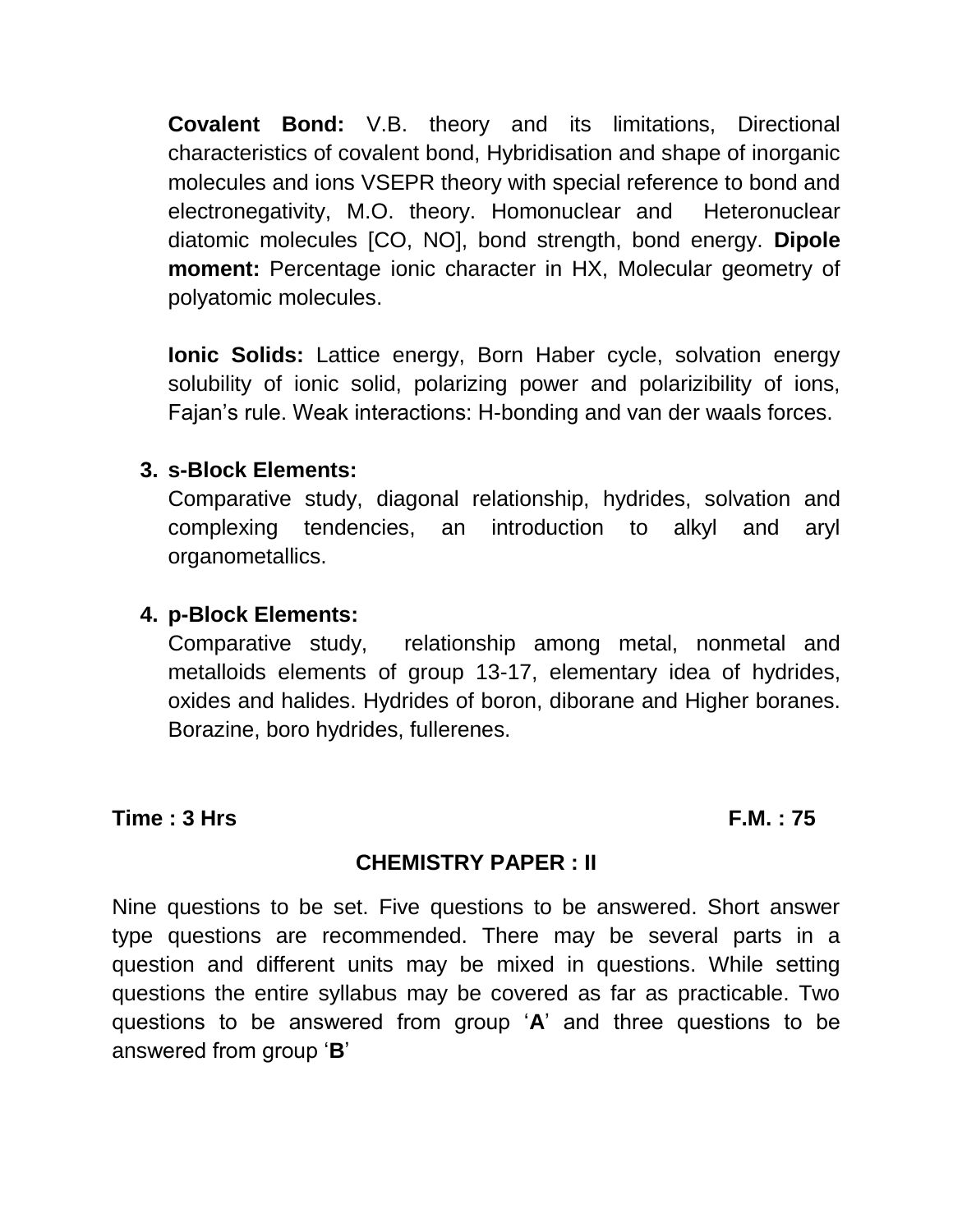**Covalent Bond:** V.B. theory and its limitations, Directional characteristics of covalent bond, Hybridisation and shape of inorganic molecules and ions VSEPR theory with special reference to bond and electronegativity, M.O. theory. Homonuclear and Heteronuclear diatomic molecules [CO, NO], bond strength, bond energy. **Dipole moment:** Percentage ionic character in HX, Molecular geometry of polyatomic molecules.

**Ionic Solids:** Lattice energy, Born Haber cycle, solvation energy solubility of ionic solid, polarizing power and polarizibility of ions, Fajan's rule. Weak interactions: H-bonding and van der waals forces.

3. **s-Block Elements:**
   Comparative study, diagonal relationship, hydrides, solvation and complexing tendencies, an introduction to alkyl and aryl organometallics.

4. **p-Block Elements:**
   Comparative study, relationship among metal, nonmetal and metalloids elements of group 13-17, elementary idea of hydrides, oxides and halides. Hydrides of boron, diborane and Higher boranes. Borazine, boro hydrides, fullerenes.

**Time : 3 Hrs** **F.M. : 75**

**CHEMISTRY PAPER : II**

Nine questions to be set. Five questions to be answered. Short answer type questions are recommended. There may be several parts in a question and different units may be mixed in questions. While setting questions the entire syllabus may be covered as far as practicable. Two questions to be answered from group '**A**' and three questions to be answered from group '**B**'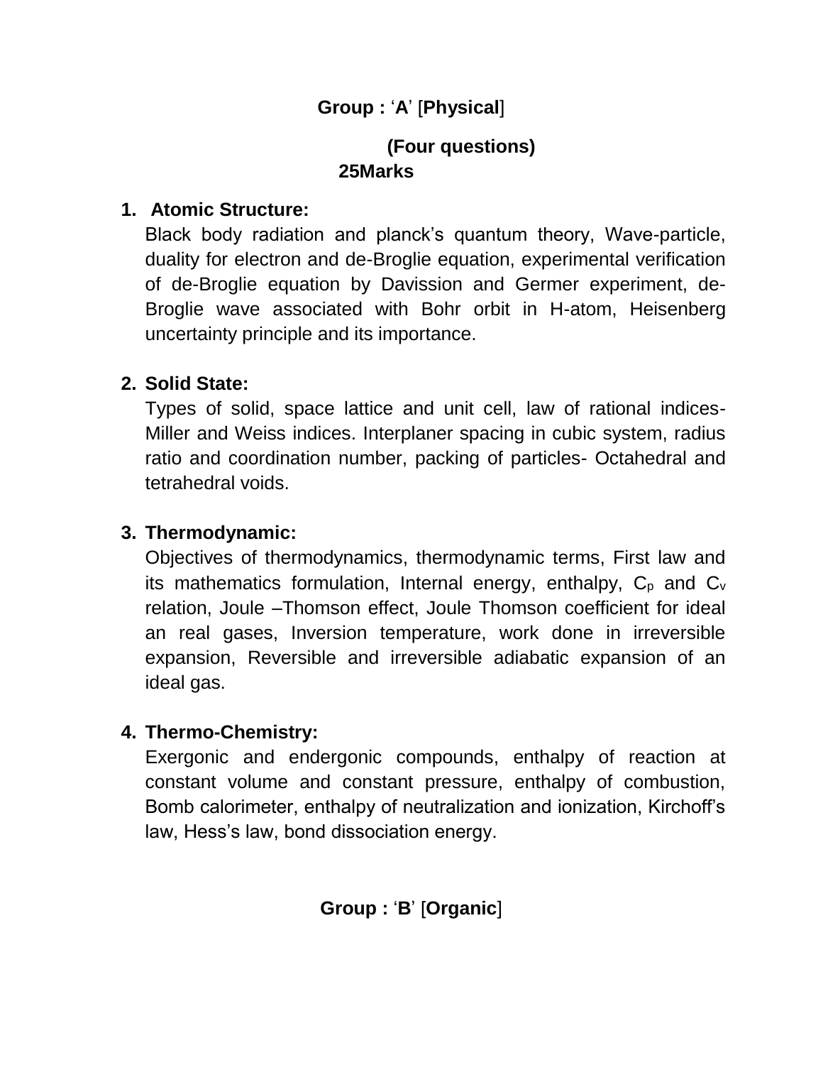## Group : ‘**A**’ [**Physical**]

**(Four questions)**
**25Marks**

1. **Atomic Structure:**
   Black body radiation and planck’s quantum theory, Wave-particle, duality for electron and de-Broglie equation, experimental verification of de-Broglie equation by Davission and Germer experiment, de-Broglie wave associated with Bohr orbit in H-atom, Heisenberg uncertainty principle and its importance.

2. **Solid State:**
   Types of solid, space lattice and unit cell, law of rational indices-Miller and Weiss indices. Interplaner spacing in cubic system, radius ratio and coordination number, packing of particles- Octahedral and tetrahedral voids.

3. **Thermodynamic:**
   Objectives of thermodynamics, thermodynamic terms, First law and its mathematics formulation, Internal energy, enthalpy, $C_p$ and $C_v$ relation, Joule –Thomson effect, Joule Thomson coefficient for ideal an real gases, Inversion temperature, work done in irreversible expansion, Reversible and irreversible adiabatic expansion of an ideal gas.

4. **Thermo-Chemistry:**
   Exergonic and endergonic compounds, enthalpy of reaction at constant volume and constant pressure, enthalpy of combustion, Bomb calorimeter, enthalpy of neutralization and ionization, Kirchoff’s law, Hess’s law, bond dissociation energy.

## Group : ‘**B**’ [**Organic**]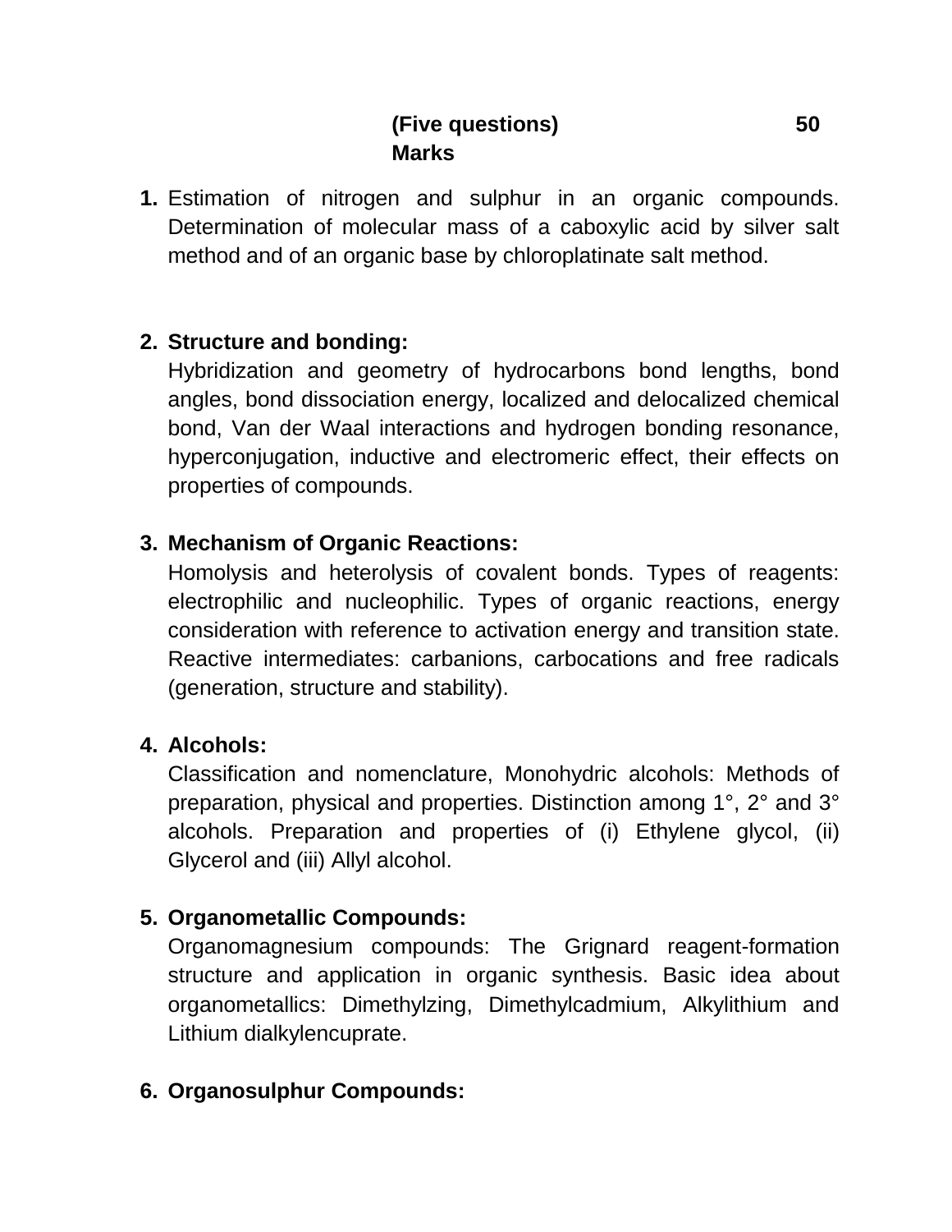**(Five questions) 50 Marks**

1. Estimation of nitrogen and sulphur in an organic compounds. Determination of molecular mass of a caboxylic acid by silver salt method and of an organic base by chloroplatinate salt method.

2. **Structure and bonding:**
   Hybridization and geometry of hydrocarbons bond lengths, bond angles, bond dissociation energy, localized and delocalized chemical bond, Van der Waal interactions and hydrogen bonding resonance, hyperconjugation, inductive and electromeric effect, their effects on properties of compounds.

3. **Mechanism of Organic Reactions:**
   Homolysis and heterolysis of covalent bonds. Types of reagents: electrophilic and nucleophilic. Types of organic reactions, energy consideration with reference to activation energy and transition state. Reactive intermediates: carbanions, carbocations and free radicals (generation, structure and stability).

4. **Alcohols:**
   Classification and nomenclature, Monohydric alcohols: Methods of preparation, physical and properties. Distinction among 1°, 2° and 3° alcohols. Preparation and properties of (i) Ethylene glycol, (ii) Glycerol and (iii) Allyl alcohol.

5. **Organometallic Compounds:**
   Organomagnesium compounds: The Grignard reagent-formation structure and application in organic synthesis. Basic idea about organometallics: Dimethylzing, Dimethylcadmium, Alkylithium and Lithium dialkylencuprate.

6. **Organosulphur Compounds:**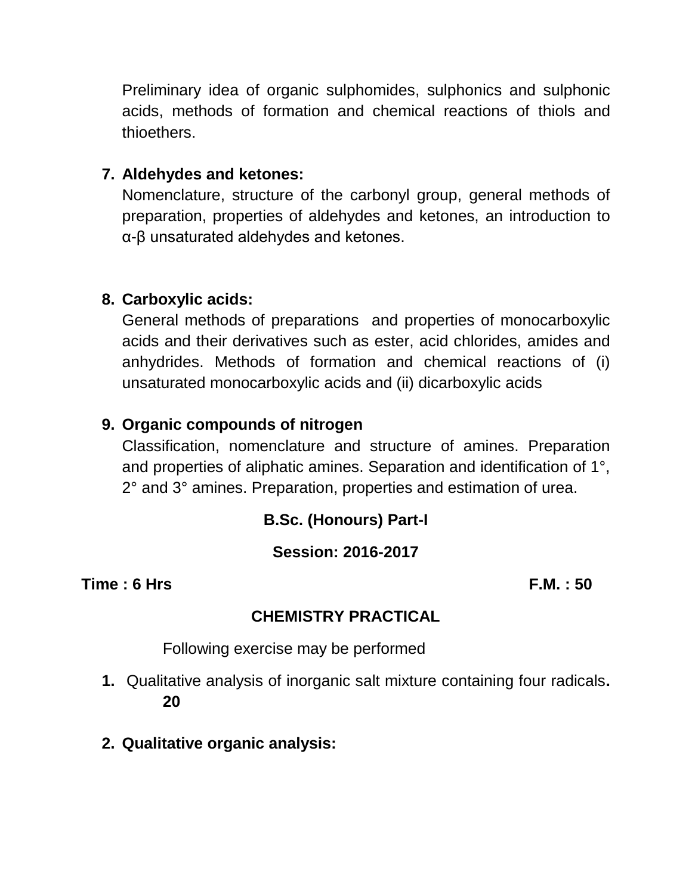Preliminary idea of organic sulphomides, sulphonics and sulphonic acids, methods of formation and chemical reactions of thiols and thioethers.

7. **Aldehydes and ketones:**

   Nomenclature, structure of the carbonyl group, general methods of preparation, properties of aldehydes and ketones, an introduction to α-β unsaturated aldehydes and ketones.

8. **Carboxylic acids:**

   General methods of preparations and properties of monocarboxylic acids and their derivatives such as ester, acid chlorides, amides and anhydrides. Methods of formation and chemical reactions of (i) unsaturated monocarboxylic acids and (ii) dicarboxylic acids

9. **Organic compounds of nitrogen**

   Classification, nomenclature and structure of amines. Preparation and properties of aliphatic amines. Separation and identification of 1°, 2° and 3° amines. Preparation, properties and estimation of urea.

**B.Sc. (Honours) Part-I**

**Session: 2016-2017**

**Time : 6 Hrs** **F.M. : 50**

**CHEMISTRY PRACTICAL**

Following exercise may be performed

1. Qualitative analysis of inorganic salt mixture containing four radicals. **20**

2. **Qualitative organic analysis:**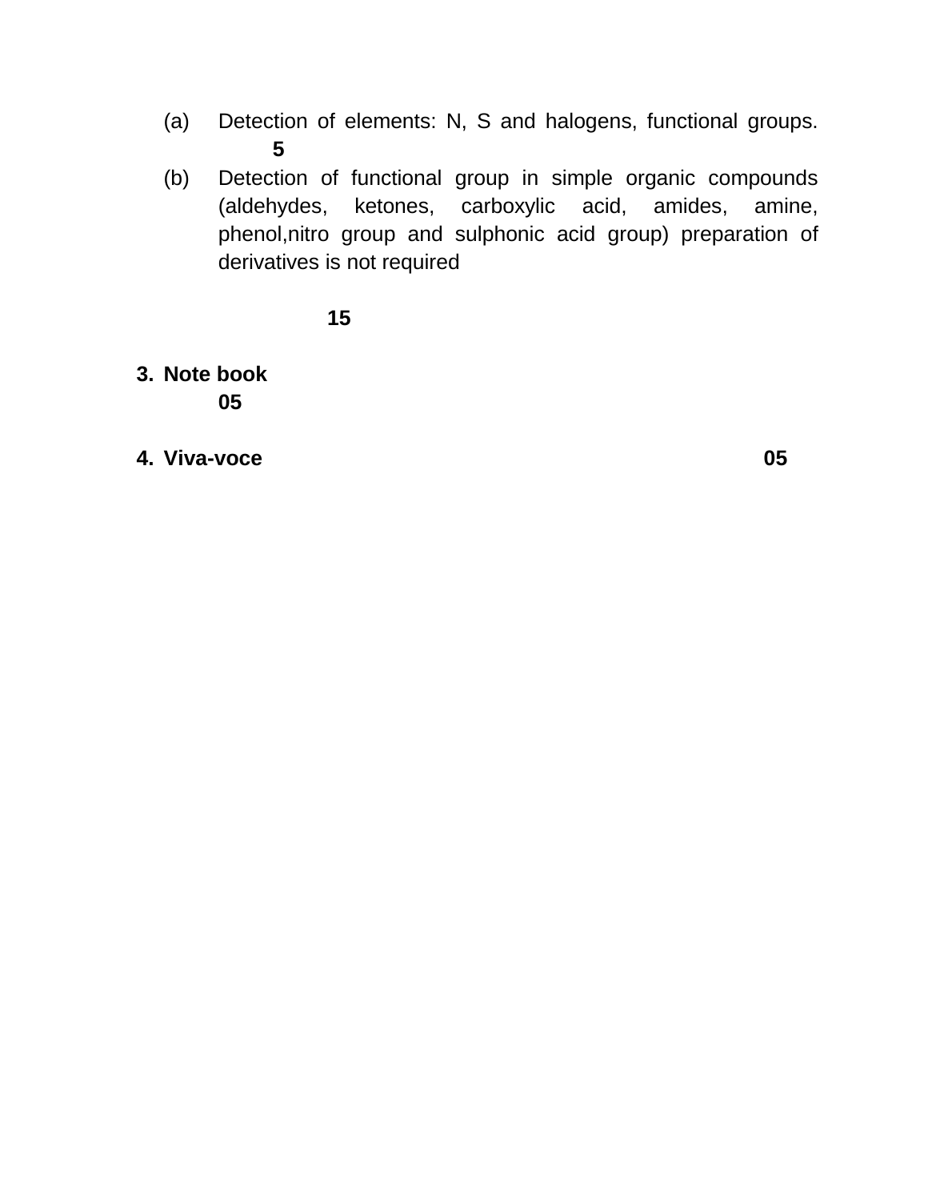(a) Detection of elements: N, S and halogens, functional groups. **5**

(b) Detection of functional group in simple organic compounds (aldehydes, ketones, carboxylic acid, amides, amine, phenol,nitro group and sulphonic acid group) preparation of derivatives is not required

**15**

**3. Note book** **05**

**4. Viva-voce** **05**